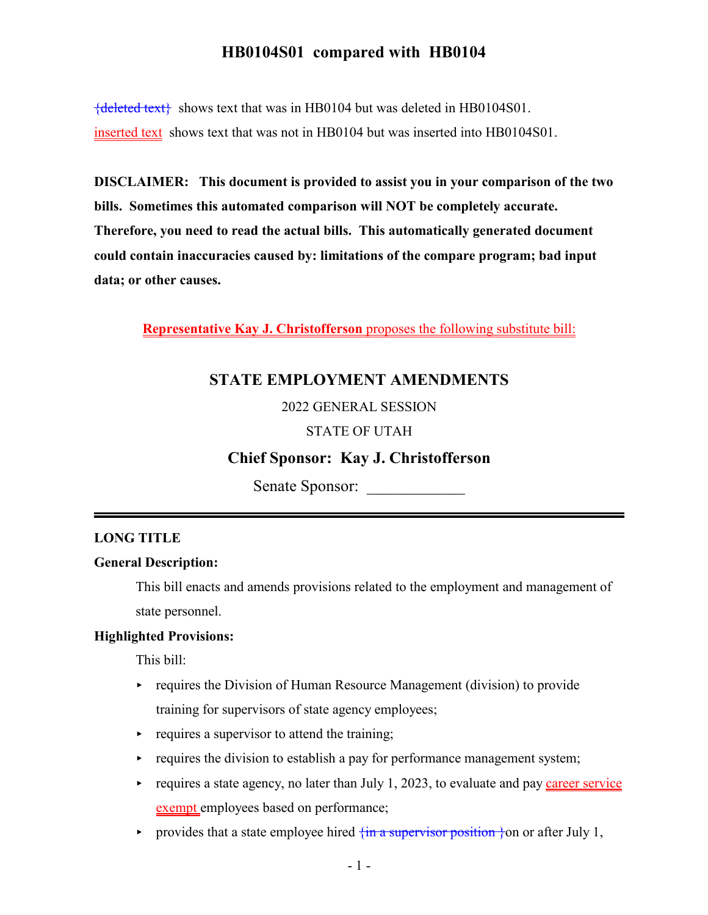# HB0104S01 compared with HB0104

{deleted text} shows text that was in HB0104 but was deleted in HB0104S01.

inserted text shows text that was not in HB0104 but was inserted into HB0104S01.

**DISCLAIMER: This document is provided to assist you in your comparison of the two bills. Sometimes this automated comparison will NOT be completely accurate. Therefore, you need to read the actual bills. This automatically generated document could contain inaccuracies caused by: limitations of the compare program; bad input data; or other causes.**

**Representative Kay J. Christofferson** proposes the following substitute bill:

## STATE EMPLOYMENT AMENDMENTS

2022 GENERAL SESSION

STATE OF UTAH

**Chief Sponsor: Kay J. Christofferson**

Senate Sponsor: ____________

---

**LONG TITLE**

**General Description:**

This bill enacts and amends provisions related to the employment and management of state personnel.

**Highlighted Provisions:**

This bill:

- requires the Division of Human Resource Management (division) to provide training for supervisors of state agency employees;
- requires a supervisor to attend the training;
- requires the division to establish a pay for performance management system;
- requires a state agency, no later than July 1, 2023, to evaluate and pay career service exempt employees based on performance;
- provides that a state employee hired {in a supervisor position }on or after July 1,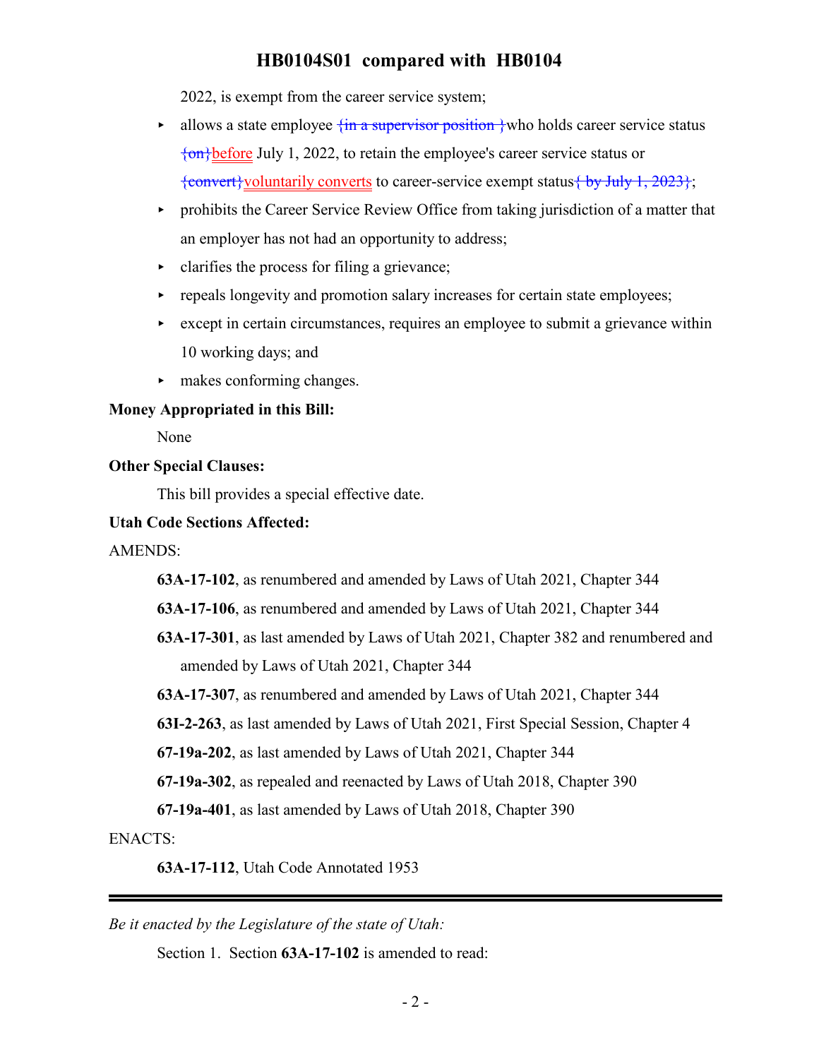2022, is exempt from the career service system;

- allows a state employee {in a supervisor position }who holds career service status {on}before July 1, 2022, to retain the employee's career service status or {convert}voluntarily converts to career-service exempt status{ by July 1, 2023};
- prohibits the Career Service Review Office from taking jurisdiction of a matter that an employer has not had an opportunity to address;
- clarifies the process for filing a grievance;
- repeals longevity and promotion salary increases for certain state employees;
- except in certain circumstances, requires an employee to submit a grievance within 10 working days; and
- makes conforming changes.

**Money Appropriated in this Bill:**

None

**Other Special Clauses:**

This bill provides a special effective date.

**Utah Code Sections Affected:**

AMENDS:

**63A-17-102**, as renumbered and amended by Laws of Utah 2021, Chapter 344

**63A-17-106**, as renumbered and amended by Laws of Utah 2021, Chapter 344

**63A-17-301**, as last amended by Laws of Utah 2021, Chapter 382 and renumbered and amended by Laws of Utah 2021, Chapter 344

**63A-17-307**, as renumbered and amended by Laws of Utah 2021, Chapter 344

**63I-2-263**, as last amended by Laws of Utah 2021, First Special Session, Chapter 4

**67-19a-202**, as last amended by Laws of Utah 2021, Chapter 344

**67-19a-302**, as repealed and reenacted by Laws of Utah 2018, Chapter 390

**67-19a-401**, as last amended by Laws of Utah 2018, Chapter 390

ENACTS:

**63A-17-112**, Utah Code Annotated 1953

---

*Be it enacted by the Legislature of the state of Utah:*

Section 1. Section **63A-17-102** is amended to read: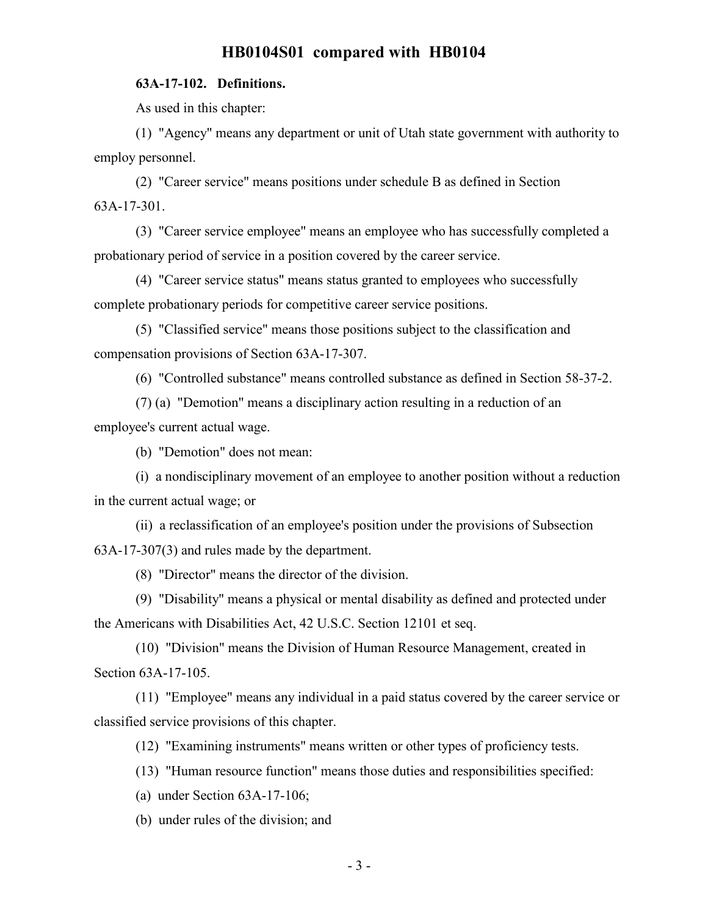**63A-17-102. Definitions.**

As used in this chapter:

(1) "Agency" means any department or unit of Utah state government with authority to employ personnel.

(2) "Career service" means positions under schedule B as defined in Section 63A-17-301.

(3) "Career service employee" means an employee who has successfully completed a probationary period of service in a position covered by the career service.

(4) "Career service status" means status granted to employees who successfully complete probationary periods for competitive career service positions.

(5) "Classified service" means those positions subject to the classification and compensation provisions of Section 63A-17-307.

(6) "Controlled substance" means controlled substance as defined in Section 58-37-2.

(7) (a) "Demotion" means a disciplinary action resulting in a reduction of an employee's current actual wage.

(b) "Demotion" does not mean:

(i) a nondisciplinary movement of an employee to another position without a reduction in the current actual wage; or

(ii) a reclassification of an employee's position under the provisions of Subsection 63A-17-307(3) and rules made by the department.

(8) "Director" means the director of the division.

(9) "Disability" means a physical or mental disability as defined and protected under the Americans with Disabilities Act, 42 U.S.C. Section 12101 et seq.

(10) "Division" means the Division of Human Resource Management, created in Section 63A-17-105.

(11) "Employee" means any individual in a paid status covered by the career service or classified service provisions of this chapter.

(12) "Examining instruments" means written or other types of proficiency tests.

(13) "Human resource function" means those duties and responsibilities specified:

(a) under Section 63A-17-106;

(b) under rules of the division; and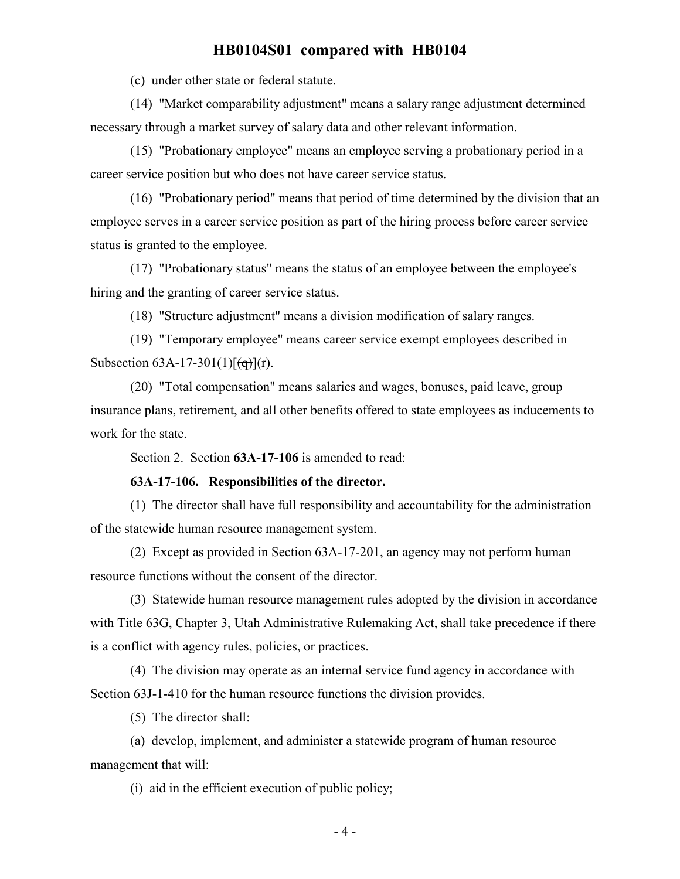(c) under other state or federal statute.

(14) "Market comparability adjustment" means a salary range adjustment determined necessary through a market survey of salary data and other relevant information.

(15) "Probationary employee" means an employee serving a probationary period in a career service position but who does not have career service status.

(16) "Probationary period" means that period of time determined by the division that an employee serves in a career service position as part of the hiring process before career service status is granted to the employee.

(17) "Probationary status" means the status of an employee between the employee's hiring and the granting of career service status.

(18) "Structure adjustment" means a division modification of salary ranges.

(19) "Temporary employee" means career service exempt employees described in Subsection 63A-17-301(1)[~~(q)~~](r).

(20) "Total compensation" means salaries and wages, bonuses, paid leave, group insurance plans, retirement, and all other benefits offered to state employees as inducements to work for the state.

Section 2. Section **63A-17-106** is amended to read:

**63A-17-106. Responsibilities of the director.**

(1) The director shall have full responsibility and accountability for the administration of the statewide human resource management system.

(2) Except as provided in Section 63A-17-201, an agency may not perform human resource functions without the consent of the director.

(3) Statewide human resource management rules adopted by the division in accordance with Title 63G, Chapter 3, Utah Administrative Rulemaking Act, shall take precedence if there is a conflict with agency rules, policies, or practices.

(4) The division may operate as an internal service fund agency in accordance with Section 63J-1-410 for the human resource functions the division provides.

(5) The director shall:

(a) develop, implement, and administer a statewide program of human resource management that will:

(i) aid in the efficient execution of public policy;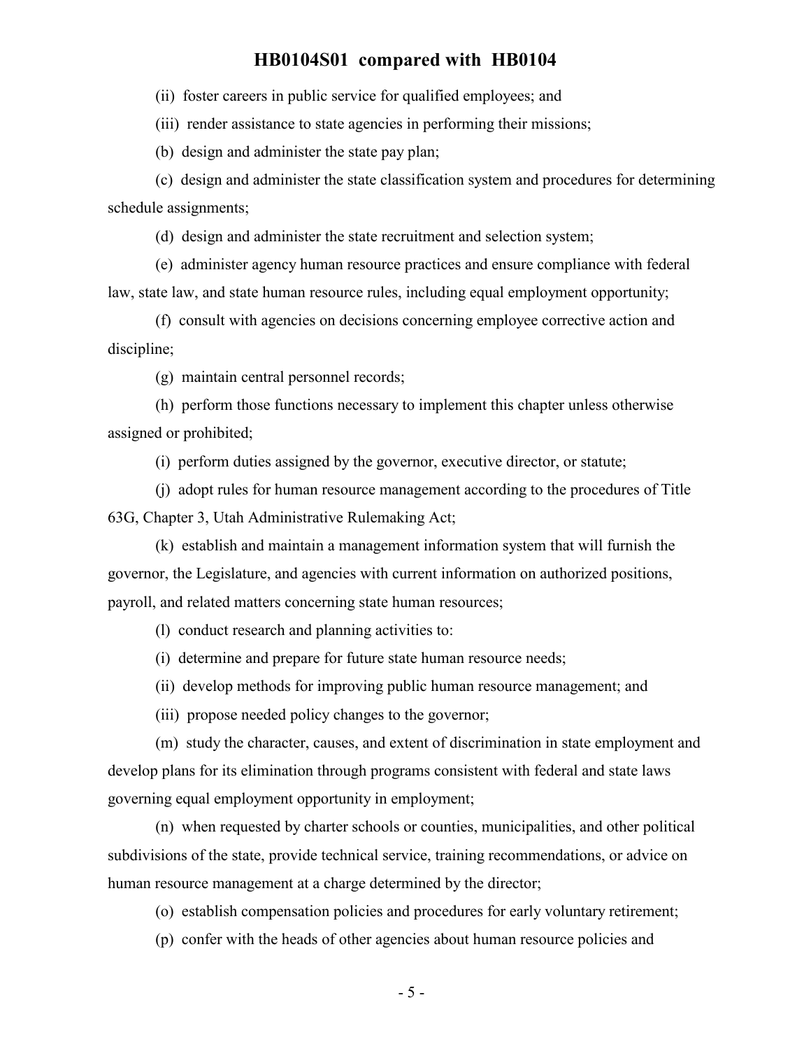(ii) foster careers in public service for qualified employees; and

(iii) render assistance to state agencies in performing their missions;

(b) design and administer the state pay plan;

(c) design and administer the state classification system and procedures for determining schedule assignments;

(d) design and administer the state recruitment and selection system;

(e) administer agency human resource practices and ensure compliance with federal law, state law, and state human resource rules, including equal employment opportunity;

(f) consult with agencies on decisions concerning employee corrective action and discipline;

(g) maintain central personnel records;

(h) perform those functions necessary to implement this chapter unless otherwise assigned or prohibited;

(i) perform duties assigned by the governor, executive director, or statute;

(j) adopt rules for human resource management according to the procedures of Title 63G, Chapter 3, Utah Administrative Rulemaking Act;

(k) establish and maintain a management information system that will furnish the governor, the Legislature, and agencies with current information on authorized positions, payroll, and related matters concerning state human resources;

(l) conduct research and planning activities to:

(i) determine and prepare for future state human resource needs;

(ii) develop methods for improving public human resource management; and

(iii) propose needed policy changes to the governor;

(m) study the character, causes, and extent of discrimination in state employment and develop plans for its elimination through programs consistent with federal and state laws governing equal employment opportunity in employment;

(n) when requested by charter schools or counties, municipalities, and other political subdivisions of the state, provide technical service, training recommendations, or advice on human resource management at a charge determined by the director;

(o) establish compensation policies and procedures for early voluntary retirement;

(p) confer with the heads of other agencies about human resource policies and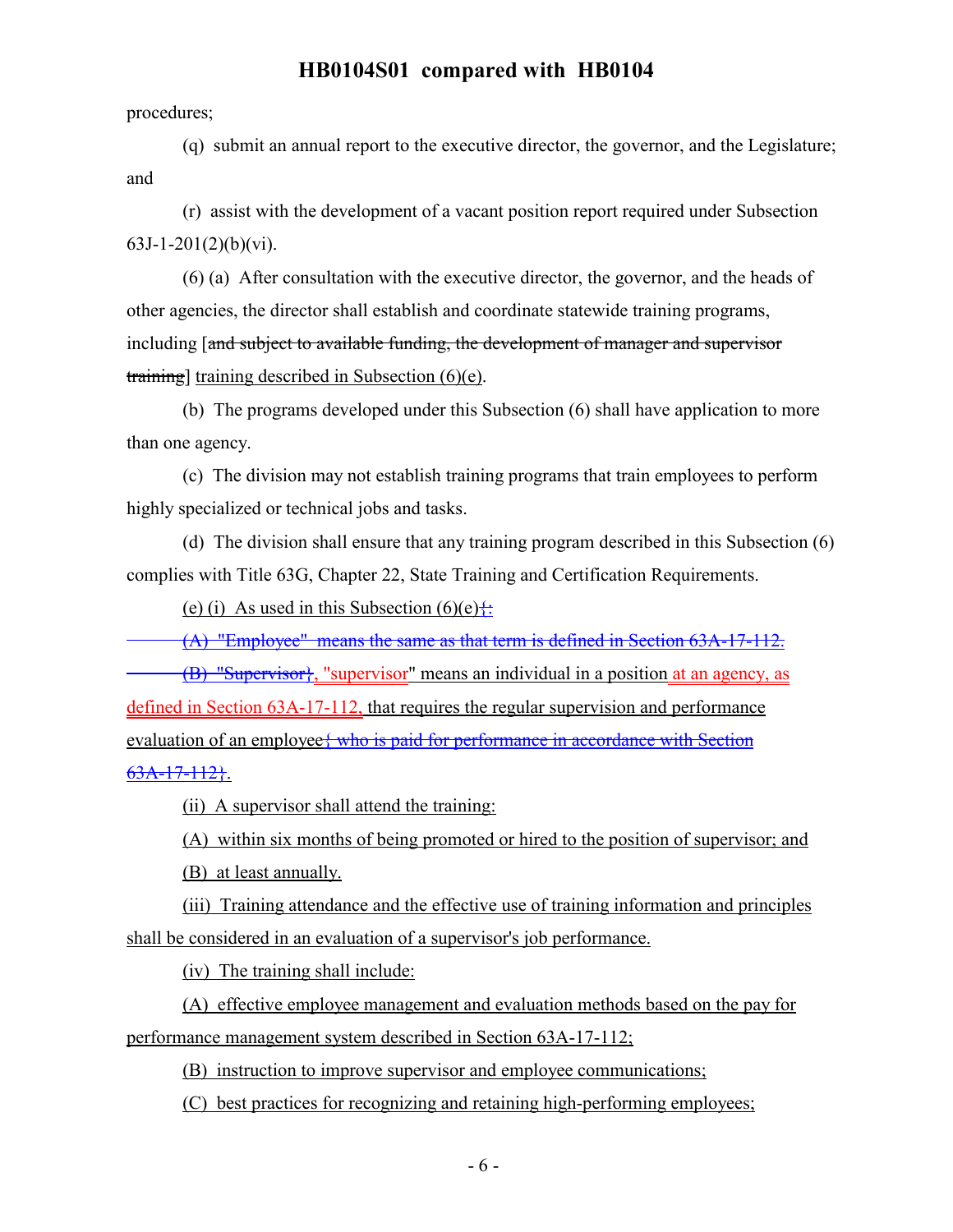procedures;

(q) submit an annual report to the executive director, the governor, and the Legislature; and

(r) assist with the development of a vacant position report required under Subsection 63J-1-201(2)(b)(vi).

(6) (a) After consultation with the executive director, the governor, and the heads of other agencies, the director shall establish and coordinate statewide training programs, including [~~and subject to available funding, the development of manager and supervisor training~~] training described in Subsection (6)(e).

(b) The programs developed under this Subsection (6) shall have application to more than one agency.

(c) The division may not establish training programs that train employees to perform highly specialized or technical jobs and tasks.

(d) The division shall ensure that any training program described in this Subsection (6) complies with Title 63G, Chapter 22, State Training and Certification Requirements.

(e) (i) As used in this Subsection (6)(e){~~:~~

~~(A) "Employee" means the same as that term is defined in Section 63A-17-112.~~

~~(B) "Supervisor~~}, "supervisor" means an individual in a position at an agency, as defined in Section 63A-17-112, that requires the regular supervision and performance evaluation of an employee{~~ who is paid for performance in accordance with Section 63A-17-112~~}.

(ii) A supervisor shall attend the training:

(A) within six months of being promoted or hired to the position of supervisor; and

(B) at least annually.

(iii) Training attendance and the effective use of training information and principles shall be considered in an evaluation of a supervisor's job performance.

(iv) The training shall include:

(A) effective employee management and evaluation methods based on the pay for performance management system described in Section 63A-17-112;

(B) instruction to improve supervisor and employee communications;

(C) best practices for recognizing and retaining high-performing employees;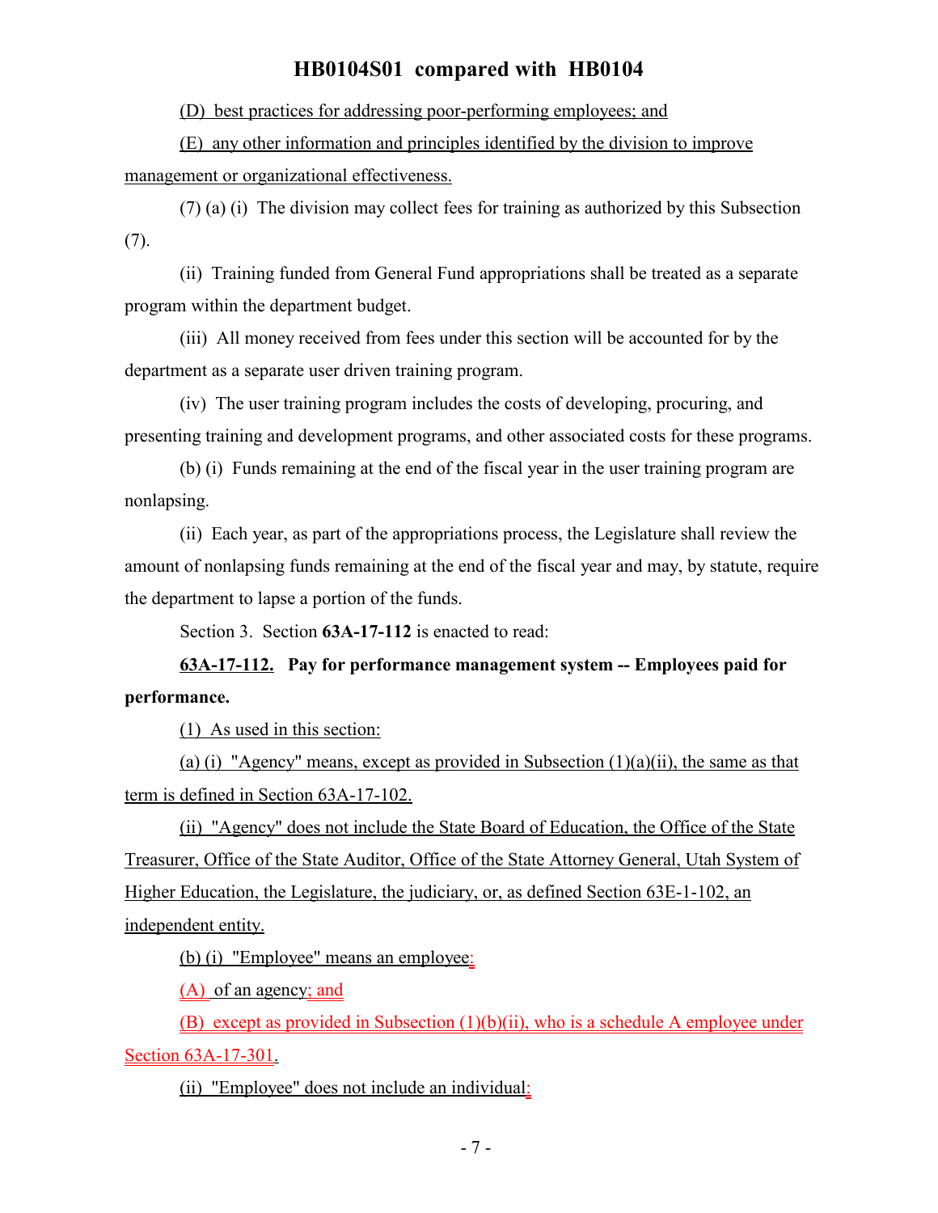(D) best practices for addressing poor-performing employees; and

(E) any other information and principles identified by the division to improve management or organizational effectiveness.

(7) (a) (i) The division may collect fees for training as authorized by this Subsection (7).

(ii) Training funded from General Fund appropriations shall be treated as a separate program within the department budget.

(iii) All money received from fees under this section will be accounted for by the department as a separate user driven training program.

(iv) The user training program includes the costs of developing, procuring, and presenting training and development programs, and other associated costs for these programs.

(b) (i) Funds remaining at the end of the fiscal year in the user training program are nonlapsing.

(ii) Each year, as part of the appropriations process, the Legislature shall review the amount of nonlapsing funds remaining at the end of the fiscal year and may, by statute, require the department to lapse a portion of the funds.

Section 3. Section **63A-17-112** is enacted to read:

**63A-17-112. Pay for performance management system -- Employees paid for performance.**

(1) As used in this section:

(a) (i) "Agency" means, except as provided in Subsection (1)(a)(ii), the same as that term is defined in Section 63A-17-102.

(ii) "Agency" does not include the State Board of Education, the Office of the State Treasurer, Office of the State Auditor, Office of the State Attorney General, Utah System of Higher Education, the Legislature, the judiciary, or, as defined Section 63E-1-102, an independent entity.

(b) (i) "Employee" means an employee:

(A) of an agency; and

(B) except as provided in Subsection (1)(b)(ii), who is a schedule A employee under Section 63A-17-301.

(ii) "Employee" does not include an individual: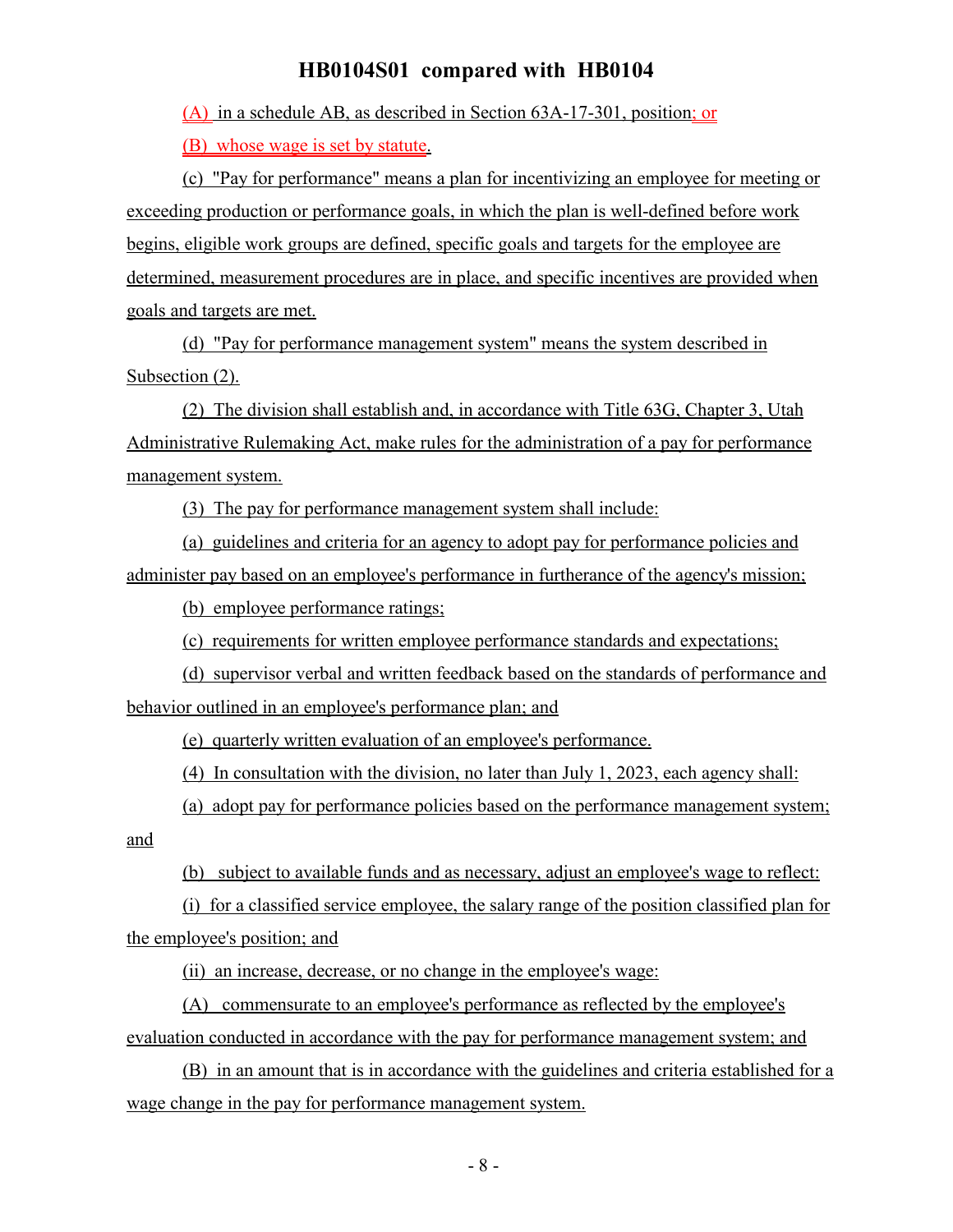(A) in a schedule AB, as described in Section 63A-17-301, position; or

(B) whose wage is set by statute.

(c) "Pay for performance" means a plan for incentivizing an employee for meeting or exceeding production or performance goals, in which the plan is well-defined before work begins, eligible work groups are defined, specific goals and targets for the employee are determined, measurement procedures are in place, and specific incentives are provided when goals and targets are met.

(d) "Pay for performance management system" means the system described in Subsection (2).

(2) The division shall establish and, in accordance with Title 63G, Chapter 3, Utah Administrative Rulemaking Act, make rules for the administration of a pay for performance management system.

(3) The pay for performance management system shall include:

(a) guidelines and criteria for an agency to adopt pay for performance policies and administer pay based on an employee's performance in furtherance of the agency's mission;

(b) employee performance ratings;

(c) requirements for written employee performance standards and expectations;

(d) supervisor verbal and written feedback based on the standards of performance and behavior outlined in an employee's performance plan; and

(e) quarterly written evaluation of an employee's performance.

(4) In consultation with the division, no later than July 1, 2023, each agency shall:

(a) adopt pay for performance policies based on the performance management system; and

(b) subject to available funds and as necessary, adjust an employee's wage to reflect:

(i) for a classified service employee, the salary range of the position classified plan for the employee's position; and

(ii) an increase, decrease, or no change in the employee's wage:

(A) commensurate to an employee's performance as reflected by the employee's evaluation conducted in accordance with the pay for performance management system; and

(B) in an amount that is in accordance with the guidelines and criteria established for a wage change in the pay for performance management system.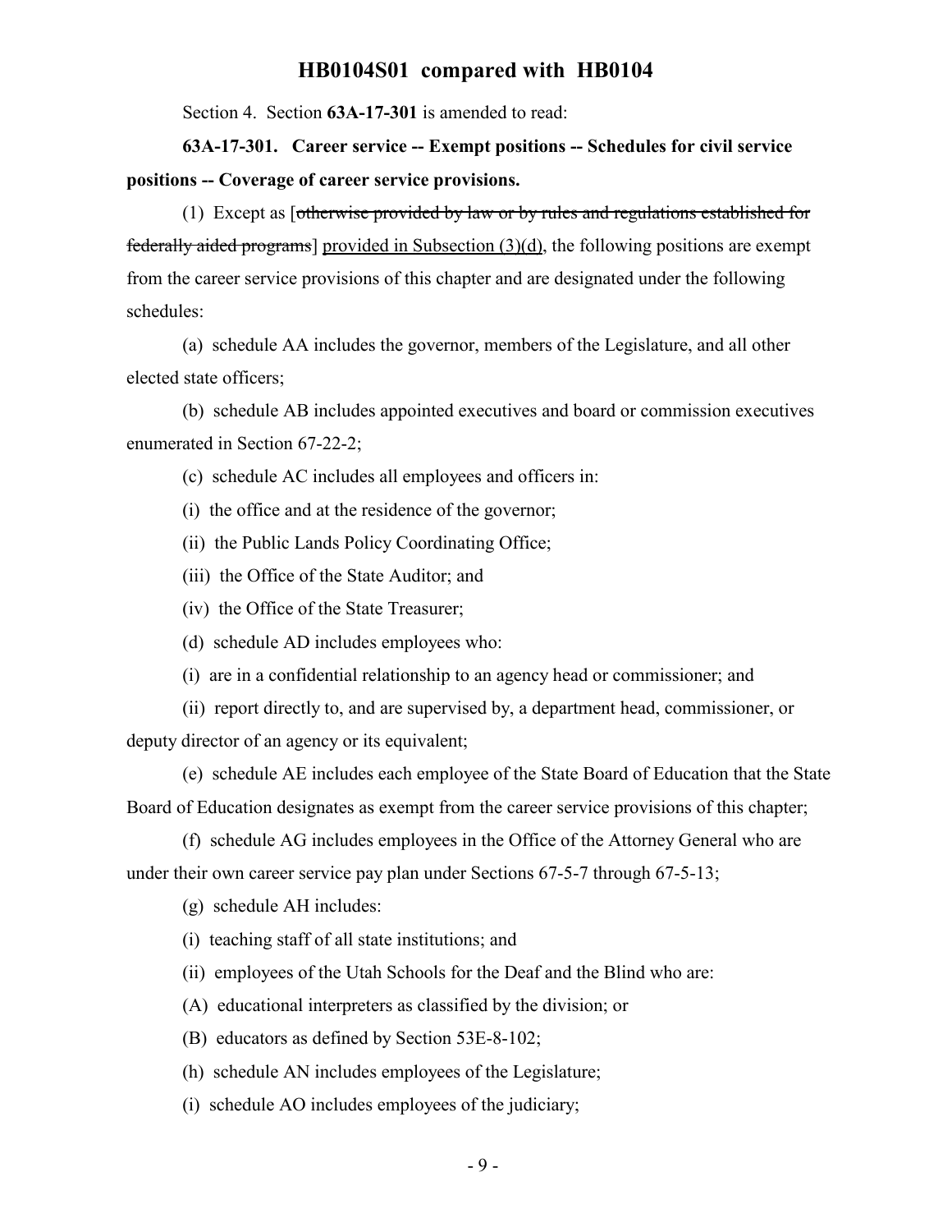Section 4. Section **63A-17-301** is amended to read:

**63A-17-301. Career service -- Exempt positions -- Schedules for civil service positions -- Coverage of career service provisions.**

(1) Except as [~~otherwise provided by law or by rules and regulations established for federally aided programs~~] provided in Subsection (3)(d), the following positions are exempt from the career service provisions of this chapter and are designated under the following schedules:

(a) schedule AA includes the governor, members of the Legislature, and all other elected state officers;

(b) schedule AB includes appointed executives and board or commission executives enumerated in Section 67-22-2;

(c) schedule AC includes all employees and officers in:

(i) the office and at the residence of the governor;

(ii) the Public Lands Policy Coordinating Office;

(iii) the Office of the State Auditor; and

(iv) the Office of the State Treasurer;

(d) schedule AD includes employees who:

(i) are in a confidential relationship to an agency head or commissioner; and

(ii) report directly to, and are supervised by, a department head, commissioner, or deputy director of an agency or its equivalent;

(e) schedule AE includes each employee of the State Board of Education that the State Board of Education designates as exempt from the career service provisions of this chapter;

(f) schedule AG includes employees in the Office of the Attorney General who are under their own career service pay plan under Sections 67-5-7 through 67-5-13;

(g) schedule AH includes:

(i) teaching staff of all state institutions; and

(ii) employees of the Utah Schools for the Deaf and the Blind who are:

(A) educational interpreters as classified by the division; or

(B) educators as defined by Section 53E-8-102;

(h) schedule AN includes employees of the Legislature;

(i) schedule AO includes employees of the judiciary;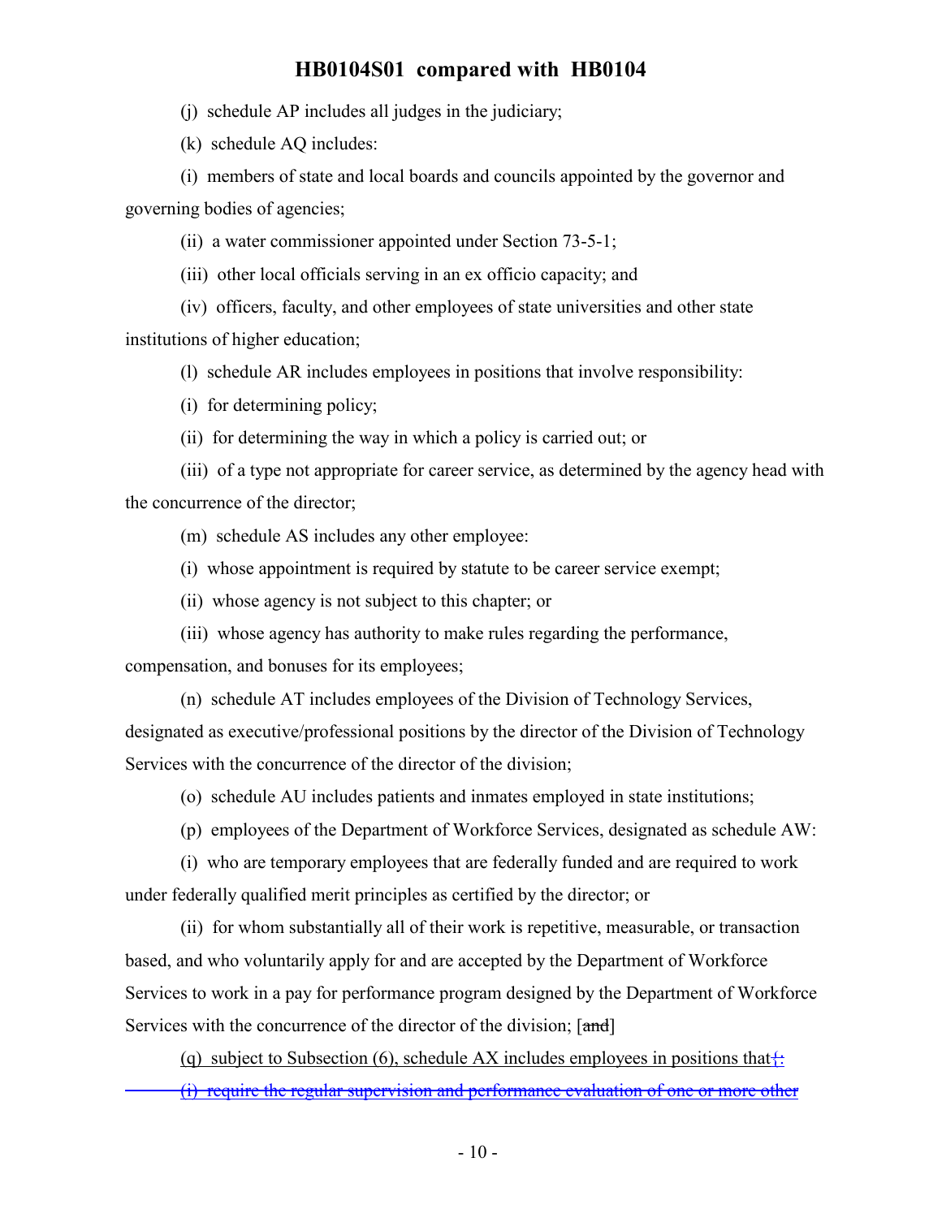(j) schedule AP includes all judges in the judiciary;

(k) schedule AQ includes:

(i) members of state and local boards and councils appointed by the governor and governing bodies of agencies;

(ii) a water commissioner appointed under Section 73-5-1;

(iii) other local officials serving in an ex officio capacity; and

(iv) officers, faculty, and other employees of state universities and other state institutions of higher education;

(l) schedule AR includes employees in positions that involve responsibility:

(i) for determining policy;

(ii) for determining the way in which a policy is carried out; or

(iii) of a type not appropriate for career service, as determined by the agency head with the concurrence of the director;

(m) schedule AS includes any other employee:

(i) whose appointment is required by statute to be career service exempt;

(ii) whose agency is not subject to this chapter; or

(iii) whose agency has authority to make rules regarding the performance, compensation, and bonuses for its employees;

(n) schedule AT includes employees of the Division of Technology Services, designated as executive/professional positions by the director of the Division of Technology Services with the concurrence of the director of the division;

(o) schedule AU includes patients and inmates employed in state institutions;

(p) employees of the Department of Workforce Services, designated as schedule AW:

(i) who are temporary employees that are federally funded and are required to work under federally qualified merit principles as certified by the director; or

(ii) for whom substantially all of their work is repetitive, measurable, or transaction based, and who voluntarily apply for and are accepted by the Department of Workforce Services to work in a pay for performance program designed by the Department of Workforce Services with the concurrence of the director of the division; [~~and~~]

(q) subject to Subsection (6), schedule AX includes employees in positions that~~{:~~

~~(i) require the regular supervision and performance evaluation of one or more other~~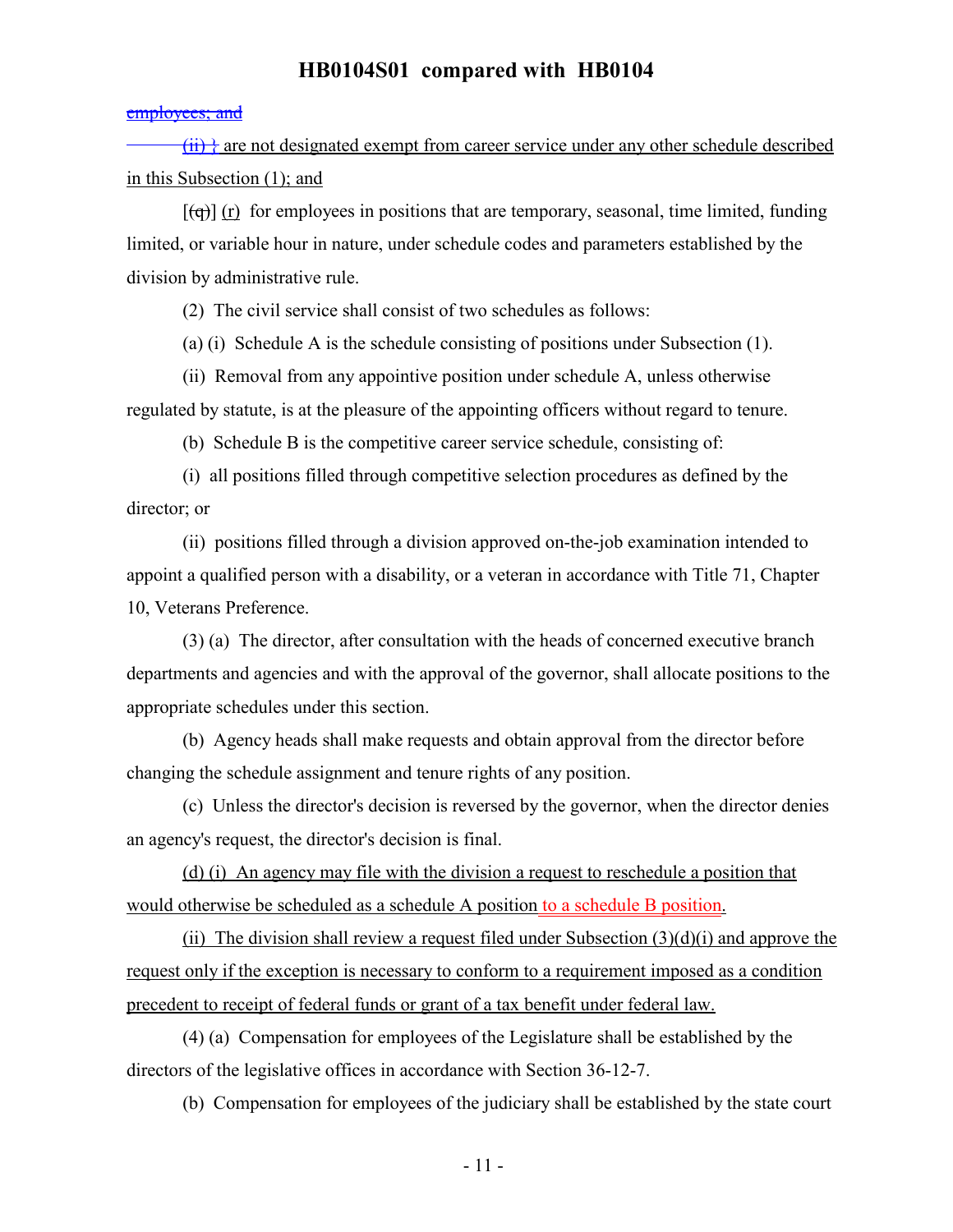employees; and

(ii) } are not designated exempt from career service under any other schedule described in this Subsection (1); and

[(q)] (r) for employees in positions that are temporary, seasonal, time limited, funding limited, or variable hour in nature, under schedule codes and parameters established by the division by administrative rule.

(2) The civil service shall consist of two schedules as follows:

(a) (i) Schedule A is the schedule consisting of positions under Subsection (1).

(ii) Removal from any appointive position under schedule A, unless otherwise regulated by statute, is at the pleasure of the appointing officers without regard to tenure.

(b) Schedule B is the competitive career service schedule, consisting of:

(i) all positions filled through competitive selection procedures as defined by the director; or

(ii) positions filled through a division approved on-the-job examination intended to appoint a qualified person with a disability, or a veteran in accordance with Title 71, Chapter 10, Veterans Preference.

(3) (a) The director, after consultation with the heads of concerned executive branch departments and agencies and with the approval of the governor, shall allocate positions to the appropriate schedules under this section.

(b) Agency heads shall make requests and obtain approval from the director before changing the schedule assignment and tenure rights of any position.

(c) Unless the director's decision is reversed by the governor, when the director denies an agency's request, the director's decision is final.

(d) (i) An agency may file with the division a request to reschedule a position that would otherwise be scheduled as a schedule A position to a schedule B position.

(ii) The division shall review a request filed under Subsection (3)(d)(i) and approve the request only if the exception is necessary to conform to a requirement imposed as a condition precedent to receipt of federal funds or grant of a tax benefit under federal law.

(4) (a) Compensation for employees of the Legislature shall be established by the directors of the legislative offices in accordance with Section 36-12-7.

(b) Compensation for employees of the judiciary shall be established by the state court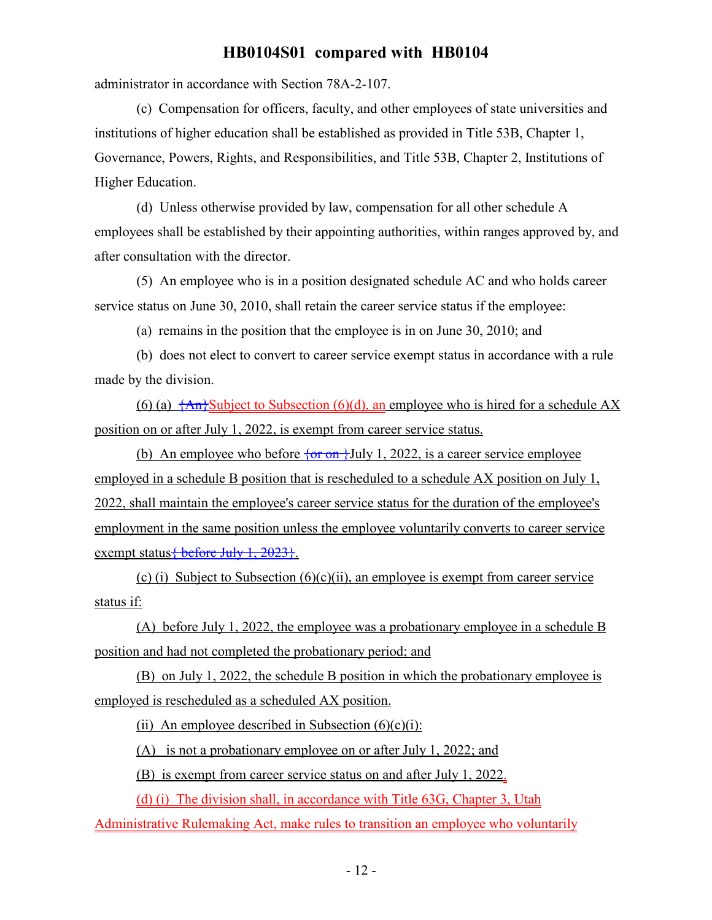administrator in accordance with Section 78A-2-107.

(c) Compensation for officers, faculty, and other employees of state universities and institutions of higher education shall be established as provided in Title 53B, Chapter 1, Governance, Powers, Rights, and Responsibilities, and Title 53B, Chapter 2, Institutions of Higher Education.

(d) Unless otherwise provided by law, compensation for all other schedule A employees shall be established by their appointing authorities, within ranges approved by, and after consultation with the director.

(5) An employee who is in a position designated schedule AC and who holds career service status on June 30, 2010, shall retain the career service status if the employee:

(a) remains in the position that the employee is in on June 30, 2010; and

(b) does not elect to convert to career service exempt status in accordance with a rule made by the division.

(6) (a) {An}Subject to Subsection (6)(d), an employee who is hired for a schedule AX position on or after July 1, 2022, is exempt from career service status.

(b) An employee who before {or on }July 1, 2022, is a career service employee employed in a schedule B position that is rescheduled to a schedule AX position on July 1, 2022, shall maintain the employee's career service status for the duration of the employee's employment in the same position unless the employee voluntarily converts to career service exempt status{ before July 1, 2023}.

(c) (i) Subject to Subsection (6)(c)(ii), an employee is exempt from career service status if:

(A) before July 1, 2022, the employee was a probationary employee in a schedule B position and had not completed the probationary period; and

(B) on July 1, 2022, the schedule B position in which the probationary employee is employed is rescheduled as a scheduled AX position.

(ii) An employee described in Subsection (6)(c)(i):

(A) is not a probationary employee on or after July 1, 2022; and

(B) is exempt from career service status on and after July 1, 2022.

(d) (i) The division shall, in accordance with Title 63G, Chapter 3, Utah Administrative Rulemaking Act, make rules to transition an employee who voluntarily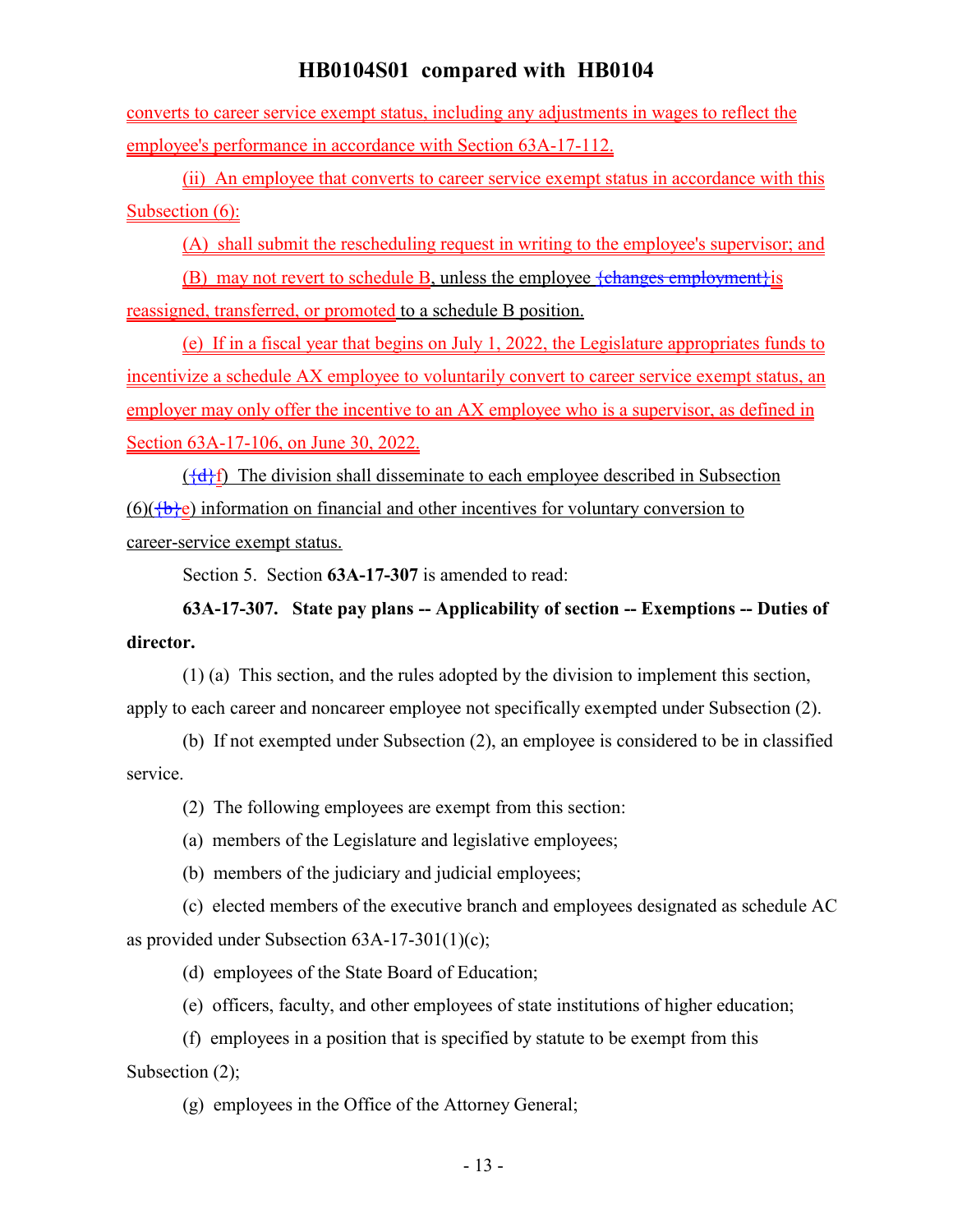converts to career service exempt status, including any adjustments in wages to reflect the employee's performance in accordance with Section 63A-17-112.

(ii) An employee that converts to career service exempt status in accordance with this Subsection (6):

(A) shall submit the rescheduling request in writing to the employee's supervisor; and

(B) may not revert to schedule B, unless the employee {changes employment}is reassigned, transferred, or promoted to a schedule B position.

(e) If in a fiscal year that begins on July 1, 2022, the Legislature appropriates funds to incentivize a schedule AX employee to voluntarily convert to career service exempt status, an employer may only offer the incentive to an AX employee who is a supervisor, as defined in Section 63A-17-106, on June 30, 2022.

({d}f) The division shall disseminate to each employee described in Subsection (6)({b}e) information on financial and other incentives for voluntary conversion to career-service exempt status.

Section 5. Section **63A-17-307** is amended to read:

**63A-17-307. State pay plans -- Applicability of section -- Exemptions -- Duties of director.**

(1) (a) This section, and the rules adopted by the division to implement this section, apply to each career and noncareer employee not specifically exempted under Subsection (2).

(b) If not exempted under Subsection (2), an employee is considered to be in classified service.

(2) The following employees are exempt from this section:

(a) members of the Legislature and legislative employees;

(b) members of the judiciary and judicial employees;

(c) elected members of the executive branch and employees designated as schedule AC as provided under Subsection 63A-17-301(1)(c);

(d) employees of the State Board of Education;

(e) officers, faculty, and other employees of state institutions of higher education;

(f) employees in a position that is specified by statute to be exempt from this Subsection (2);

(g) employees in the Office of the Attorney General;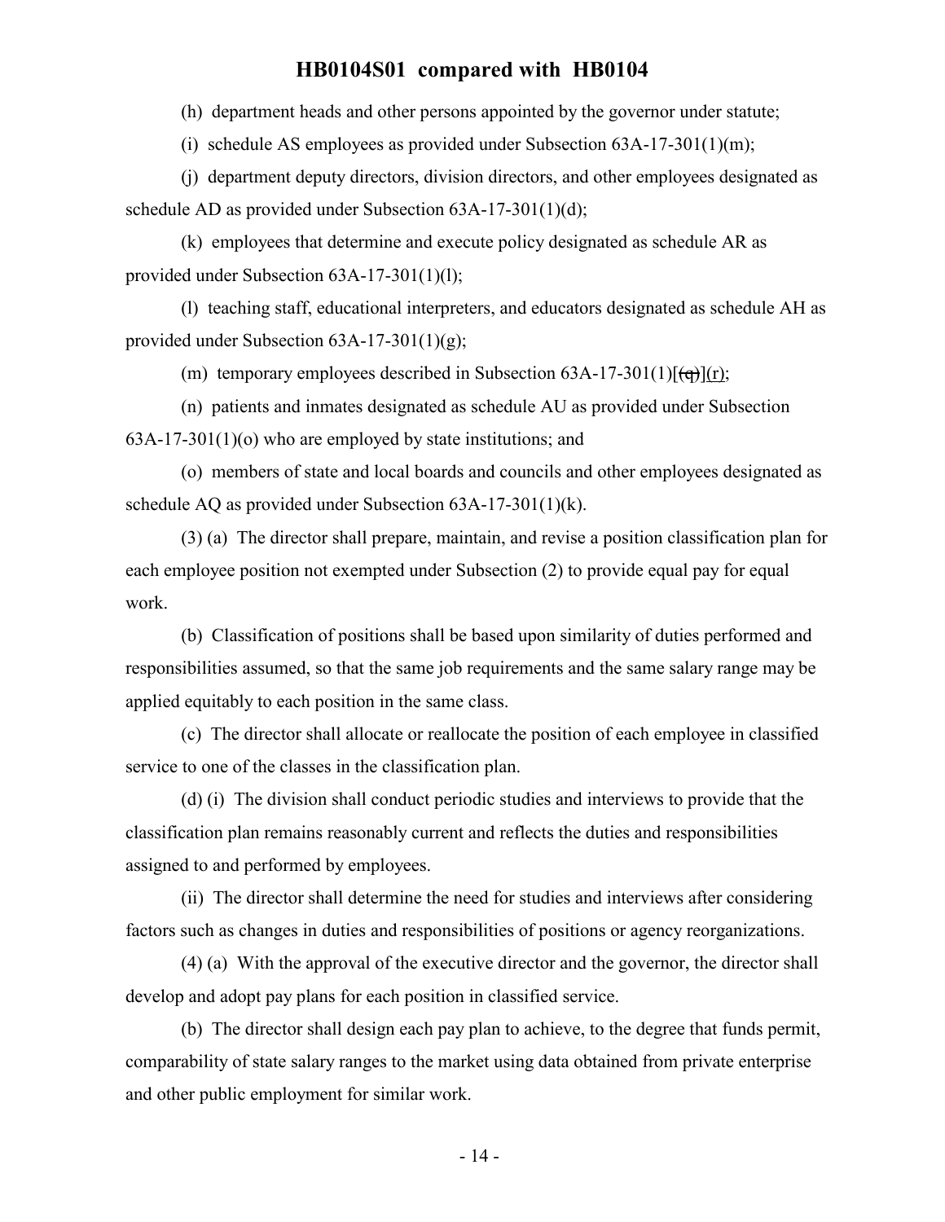(h) department heads and other persons appointed by the governor under statute;

(i) schedule AS employees as provided under Subsection 63A-17-301(1)(m);

(j) department deputy directors, division directors, and other employees designated as schedule AD as provided under Subsection 63A-17-301(1)(d);

(k) employees that determine and execute policy designated as schedule AR as provided under Subsection 63A-17-301(1)(l);

(l) teaching staff, educational interpreters, and educators designated as schedule AH as provided under Subsection 63A-17-301(1)(g);

(m) temporary employees described in Subsection 63A-17-301(1)[~~(q)~~](r);

(n) patients and inmates designated as schedule AU as provided under Subsection 63A-17-301(1)(o) who are employed by state institutions; and

(o) members of state and local boards and councils and other employees designated as schedule AQ as provided under Subsection 63A-17-301(1)(k).

(3) (a) The director shall prepare, maintain, and revise a position classification plan for each employee position not exempted under Subsection (2) to provide equal pay for equal work.

(b) Classification of positions shall be based upon similarity of duties performed and responsibilities assumed, so that the same job requirements and the same salary range may be applied equitably to each position in the same class.

(c) The director shall allocate or reallocate the position of each employee in classified service to one of the classes in the classification plan.

(d) (i) The division shall conduct periodic studies and interviews to provide that the classification plan remains reasonably current and reflects the duties and responsibilities assigned to and performed by employees.

(ii) The director shall determine the need for studies and interviews after considering factors such as changes in duties and responsibilities of positions or agency reorganizations.

(4) (a) With the approval of the executive director and the governor, the director shall develop and adopt pay plans for each position in classified service.

(b) The director shall design each pay plan to achieve, to the degree that funds permit, comparability of state salary ranges to the market using data obtained from private enterprise and other public employment for similar work.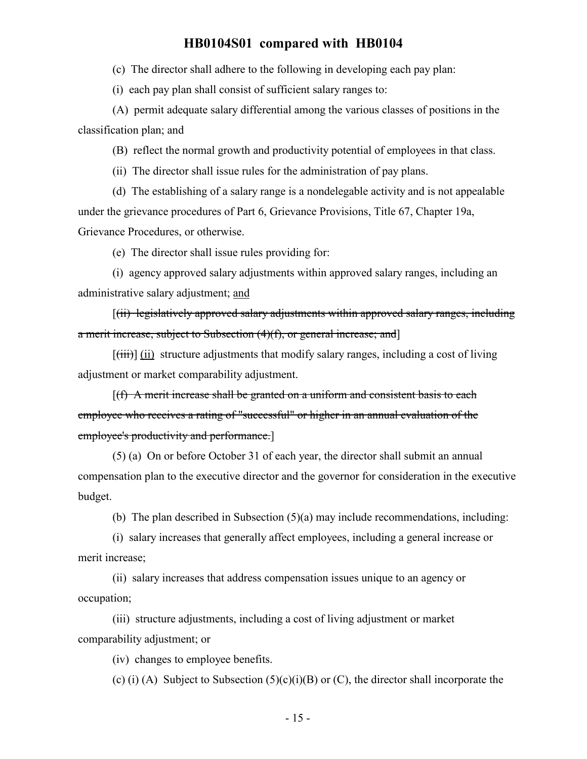(c) The director shall adhere to the following in developing each pay plan:

(i) each pay plan shall consist of sufficient salary ranges to:

(A) permit adequate salary differential among the various classes of positions in the classification plan; and

(B) reflect the normal growth and productivity potential of employees in that class.

(ii) The director shall issue rules for the administration of pay plans.

(d) The establishing of a salary range is a nondelegable activity and is not appealable under the grievance procedures of Part 6, Grievance Provisions, Title 67, Chapter 19a, Grievance Procedures, or otherwise.

(e) The director shall issue rules providing for:

(i) agency approved salary adjustments within approved salary ranges, including an administrative salary adjustment; <u>and</u>

[~~(ii) legislatively approved salary adjustments within approved salary ranges, including a merit increase, subject to Subsection (4)(f), or general increase; and~~]

[~~(iii)~~] <u>(ii)</u> structure adjustments that modify salary ranges, including a cost of living adjustment or market comparability adjustment.

[~~(f) A merit increase shall be granted on a uniform and consistent basis to each employee who receives a rating of "successful" or higher in an annual evaluation of the employee's productivity and performance.~~]

(5) (a) On or before October 31 of each year, the director shall submit an annual compensation plan to the executive director and the governor for consideration in the executive budget.

(b) The plan described in Subsection (5)(a) may include recommendations, including:

(i) salary increases that generally affect employees, including a general increase or merit increase;

(ii) salary increases that address compensation issues unique to an agency or occupation;

(iii) structure adjustments, including a cost of living adjustment or market comparability adjustment; or

(iv) changes to employee benefits.

(c) (i) (A) Subject to Subsection (5)(c)(i)(B) or (C), the director shall incorporate the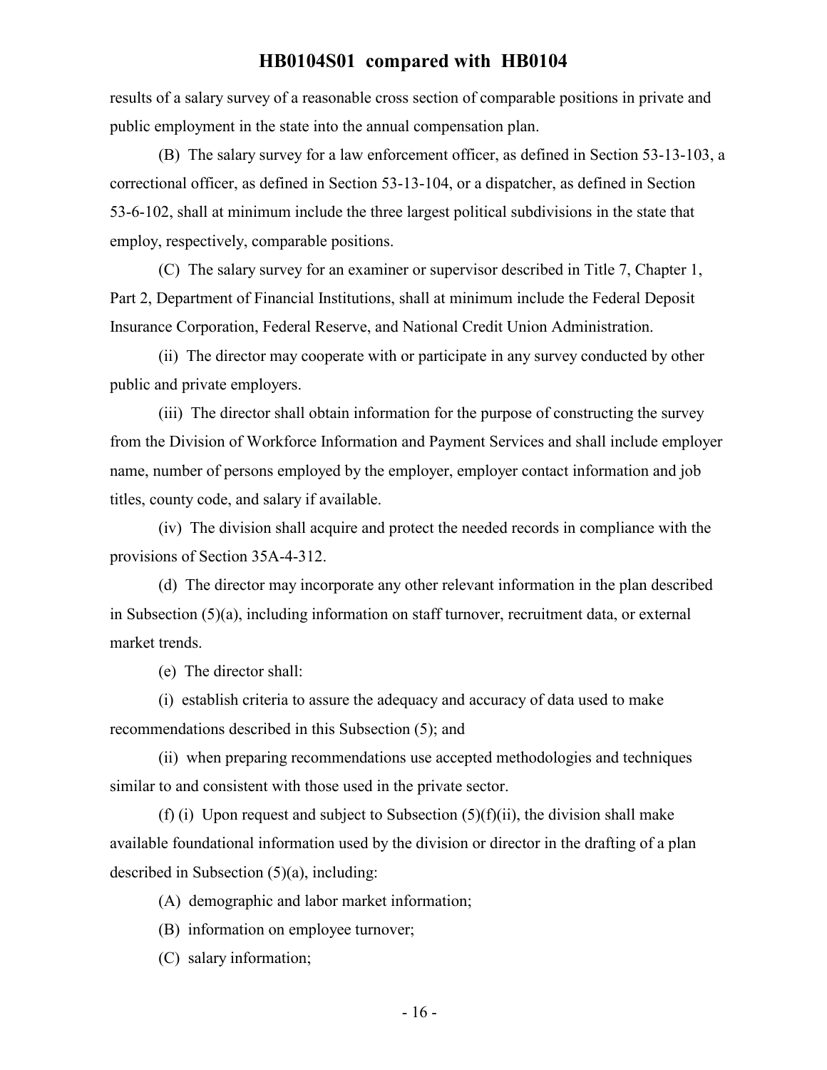results of a salary survey of a reasonable cross section of comparable positions in private and public employment in the state into the annual compensation plan.

(B) The salary survey for a law enforcement officer, as defined in Section 53-13-103, a correctional officer, as defined in Section 53-13-104, or a dispatcher, as defined in Section 53-6-102, shall at minimum include the three largest political subdivisions in the state that employ, respectively, comparable positions.

(C) The salary survey for an examiner or supervisor described in Title 7, Chapter 1, Part 2, Department of Financial Institutions, shall at minimum include the Federal Deposit Insurance Corporation, Federal Reserve, and National Credit Union Administration.

(ii) The director may cooperate with or participate in any survey conducted by other public and private employers.

(iii) The director shall obtain information for the purpose of constructing the survey from the Division of Workforce Information and Payment Services and shall include employer name, number of persons employed by the employer, employer contact information and job titles, county code, and salary if available.

(iv) The division shall acquire and protect the needed records in compliance with the provisions of Section 35A-4-312.

(d) The director may incorporate any other relevant information in the plan described in Subsection (5)(a), including information on staff turnover, recruitment data, or external market trends.

(e) The director shall:

(i) establish criteria to assure the adequacy and accuracy of data used to make recommendations described in this Subsection (5); and

(ii) when preparing recommendations use accepted methodologies and techniques similar to and consistent with those used in the private sector.

(f) (i) Upon request and subject to Subsection (5)(f)(ii), the division shall make available foundational information used by the division or director in the drafting of a plan described in Subsection (5)(a), including:

(A) demographic and labor market information;

(B) information on employee turnover;

(C) salary information;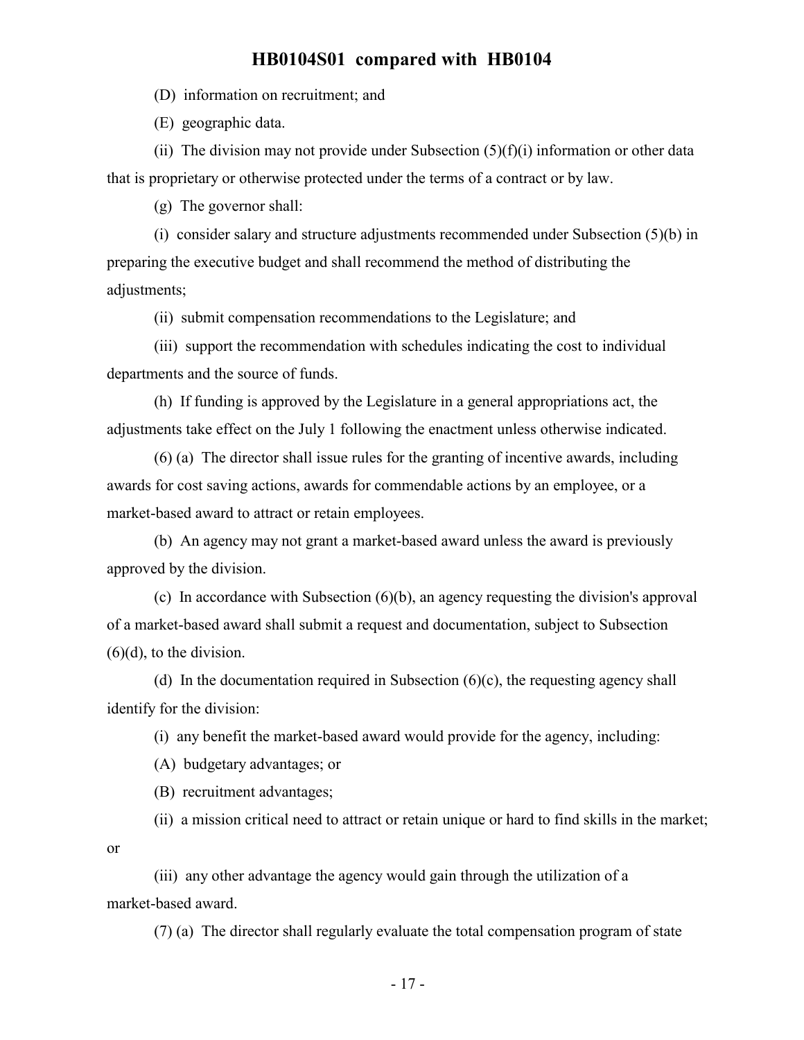(D) information on recruitment; and

(E) geographic data.

(ii) The division may not provide under Subsection (5)(f)(i) information or other data that is proprietary or otherwise protected under the terms of a contract or by law.

(g) The governor shall:

(i) consider salary and structure adjustments recommended under Subsection (5)(b) in preparing the executive budget and shall recommend the method of distributing the adjustments;

(ii) submit compensation recommendations to the Legislature; and

(iii) support the recommendation with schedules indicating the cost to individual departments and the source of funds.

(h) If funding is approved by the Legislature in a general appropriations act, the adjustments take effect on the July 1 following the enactment unless otherwise indicated.

(6) (a) The director shall issue rules for the granting of incentive awards, including awards for cost saving actions, awards for commendable actions by an employee, or a market-based award to attract or retain employees.

(b) An agency may not grant a market-based award unless the award is previously approved by the division.

(c) In accordance with Subsection (6)(b), an agency requesting the division's approval of a market-based award shall submit a request and documentation, subject to Subsection (6)(d), to the division.

(d) In the documentation required in Subsection (6)(c), the requesting agency shall identify for the division:

(i) any benefit the market-based award would provide for the agency, including:

(A) budgetary advantages; or

(B) recruitment advantages;

(ii) a mission critical need to attract or retain unique or hard to find skills in the market; or

(iii) any other advantage the agency would gain through the utilization of a market-based award.

(7) (a) The director shall regularly evaluate the total compensation program of state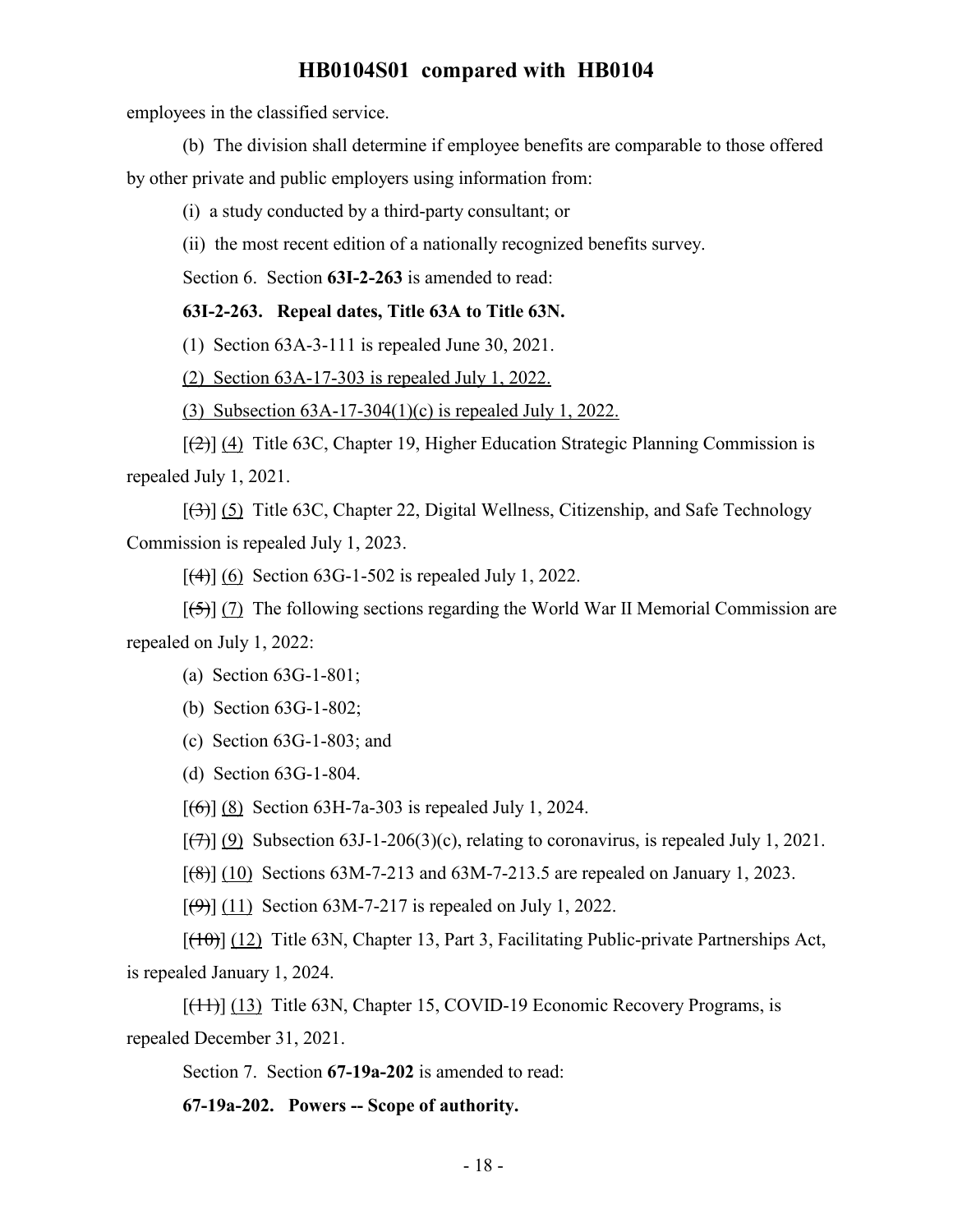employees in the classified service.

(b) The division shall determine if employee benefits are comparable to those offered by other private and public employers using information from:

(i) a study conducted by a third-party consultant; or

(ii) the most recent edition of a nationally recognized benefits survey.

Section 6. Section **63I-2-263** is amended to read:

**63I-2-263. Repeal dates, Title 63A to Title 63N.**

(1) Section 63A-3-111 is repealed June 30, 2021.

<u>(2) Section 63A-17-303 is repealed July 1, 2022.</u>

<u>(3) Subsection 63A-17-304(1)(c) is repealed July 1, 2022.</u>

[~~(2)~~] <u>(4)</u> Title 63C, Chapter 19, Higher Education Strategic Planning Commission is repealed July 1, 2021.

[~~(3)~~] <u>(5)</u> Title 63C, Chapter 22, Digital Wellness, Citizenship, and Safe Technology Commission is repealed July 1, 2023.

[~~(4)~~] <u>(6)</u> Section 63G-1-502 is repealed July 1, 2022.

[~~(5)~~] <u>(7)</u> The following sections regarding the World War II Memorial Commission are repealed on July 1, 2022:

(a) Section 63G-1-801;

(b) Section 63G-1-802;

(c) Section 63G-1-803; and

(d) Section 63G-1-804.

[~~(6)~~] <u>(8)</u> Section 63H-7a-303 is repealed July 1, 2024.

[~~(7)~~] <u>(9)</u> Subsection 63J-1-206(3)(c), relating to coronavirus, is repealed July 1, 2021.

[~~(8)~~] <u>(10)</u> Sections 63M-7-213 and 63M-7-213.5 are repealed on January 1, 2023.

[~~(9)~~] <u>(11)</u> Section 63M-7-217 is repealed on July 1, 2022.

[~~(10)~~] <u>(12)</u> Title 63N, Chapter 13, Part 3, Facilitating Public-private Partnerships Act, is repealed January 1, 2024.

[~~(11)~~] <u>(13)</u> Title 63N, Chapter 15, COVID-19 Economic Recovery Programs, is repealed December 31, 2021.

Section 7. Section **67-19a-202** is amended to read:

**67-19a-202. Powers -- Scope of authority.**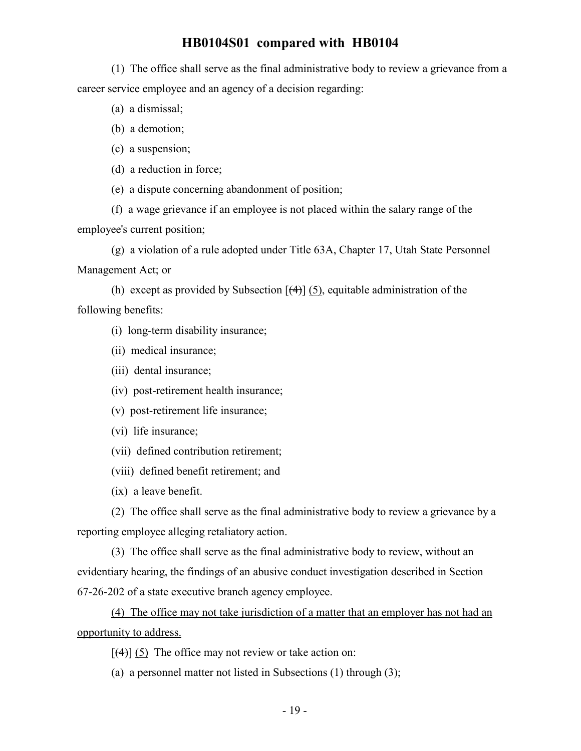(1) The office shall serve as the final administrative body to review a grievance from a career service employee and an agency of a decision regarding:

(a) a dismissal;

(b) a demotion;

(c) a suspension;

(d) a reduction in force;

(e) a dispute concerning abandonment of position;

(f) a wage grievance if an employee is not placed within the salary range of the employee's current position;

(g) a violation of a rule adopted under Title 63A, Chapter 17, Utah State Personnel Management Act; or

(h) except as provided by Subsection [~~(4)~~] <u>(5)</u>, equitable administration of the following benefits:

(i) long-term disability insurance;

(ii) medical insurance;

(iii) dental insurance;

(iv) post-retirement health insurance;

(v) post-retirement life insurance;

(vi) life insurance;

(vii) defined contribution retirement;

(viii) defined benefit retirement; and

(ix) a leave benefit.

(2) The office shall serve as the final administrative body to review a grievance by a reporting employee alleging retaliatory action.

(3) The office shall serve as the final administrative body to review, without an evidentiary hearing, the findings of an abusive conduct investigation described in Section 67-26-202 of a state executive branch agency employee.

<u>(4) The office may not take jurisdiction of a matter that an employer has not had an opportunity to address.</u>

[~~(4)~~] <u>(5)</u> The office may not review or take action on:

(a) a personnel matter not listed in Subsections (1) through (3);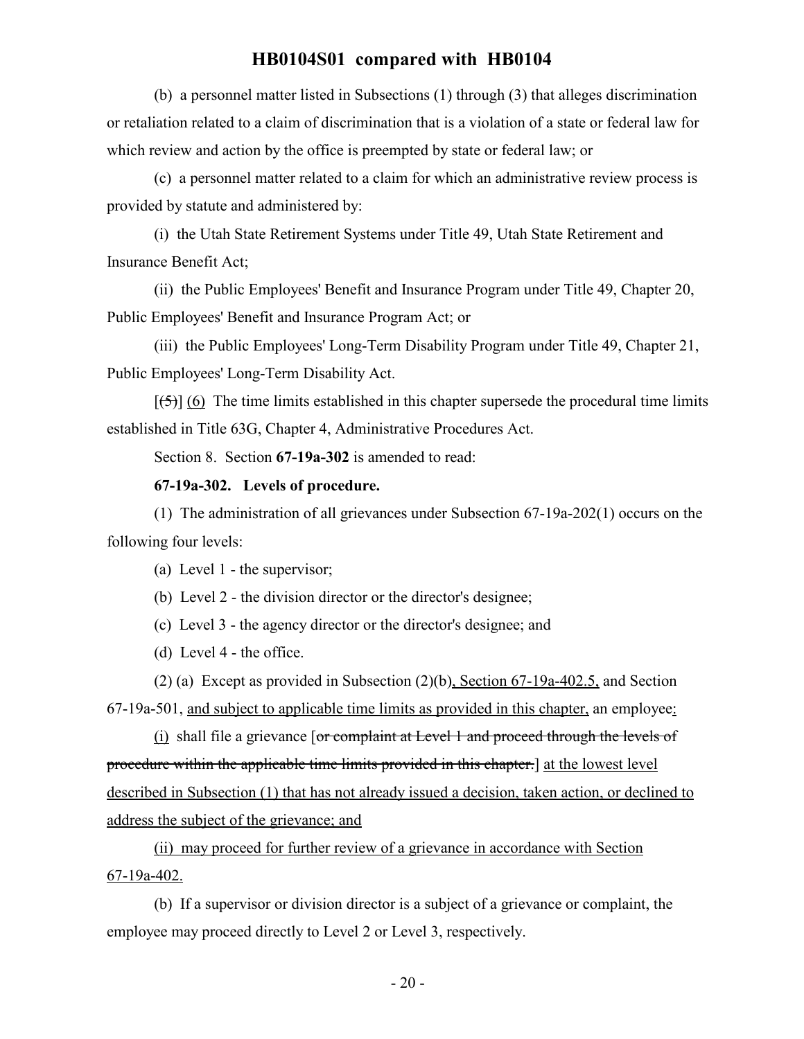(b) a personnel matter listed in Subsections (1) through (3) that alleges discrimination or retaliation related to a claim of discrimination that is a violation of a state or federal law for which review and action by the office is preempted by state or federal law; or

(c) a personnel matter related to a claim for which an administrative review process is provided by statute and administered by:

(i) the Utah State Retirement Systems under Title 49, Utah State Retirement and Insurance Benefit Act;

(ii) the Public Employees' Benefit and Insurance Program under Title 49, Chapter 20, Public Employees' Benefit and Insurance Program Act; or

(iii) the Public Employees' Long-Term Disability Program under Title 49, Chapter 21, Public Employees' Long-Term Disability Act.

[~~(5)~~] <u>(6)</u> The time limits established in this chapter supersede the procedural time limits established in Title 63G, Chapter 4, Administrative Procedures Act.

Section 8. Section **67-19a-302** is amended to read:

**67-19a-302. Levels of procedure.**

(1) The administration of all grievances under Subsection 67-19a-202(1) occurs on the following four levels:

(a) Level 1 - the supervisor;

(b) Level 2 - the division director or the director's designee;

(c) Level 3 - the agency director or the director's designee; and

(d) Level 4 - the office.

(2) (a) Except as provided in Subsection (2)(b)<u>, Section 67-19a-402.5,</u> and Section 67-19a-501, <u>and subject to applicable time limits as provided in this chapter,</u> an employee<u>:</u>

<u>(i)</u> shall file a grievance [~~or complaint at Level 1 and proceed through the levels of procedure within the applicable time limits provided in this chapter.~~] <u>at the lowest level described in Subsection (1) that has not already issued a decision, taken action, or declined to address the subject of the grievance; and</u>

<u>(ii) may proceed for further review of a grievance in accordance with Section 67-19a-402.</u>

(b) If a supervisor or division director is a subject of a grievance or complaint, the employee may proceed directly to Level 2 or Level 3, respectively.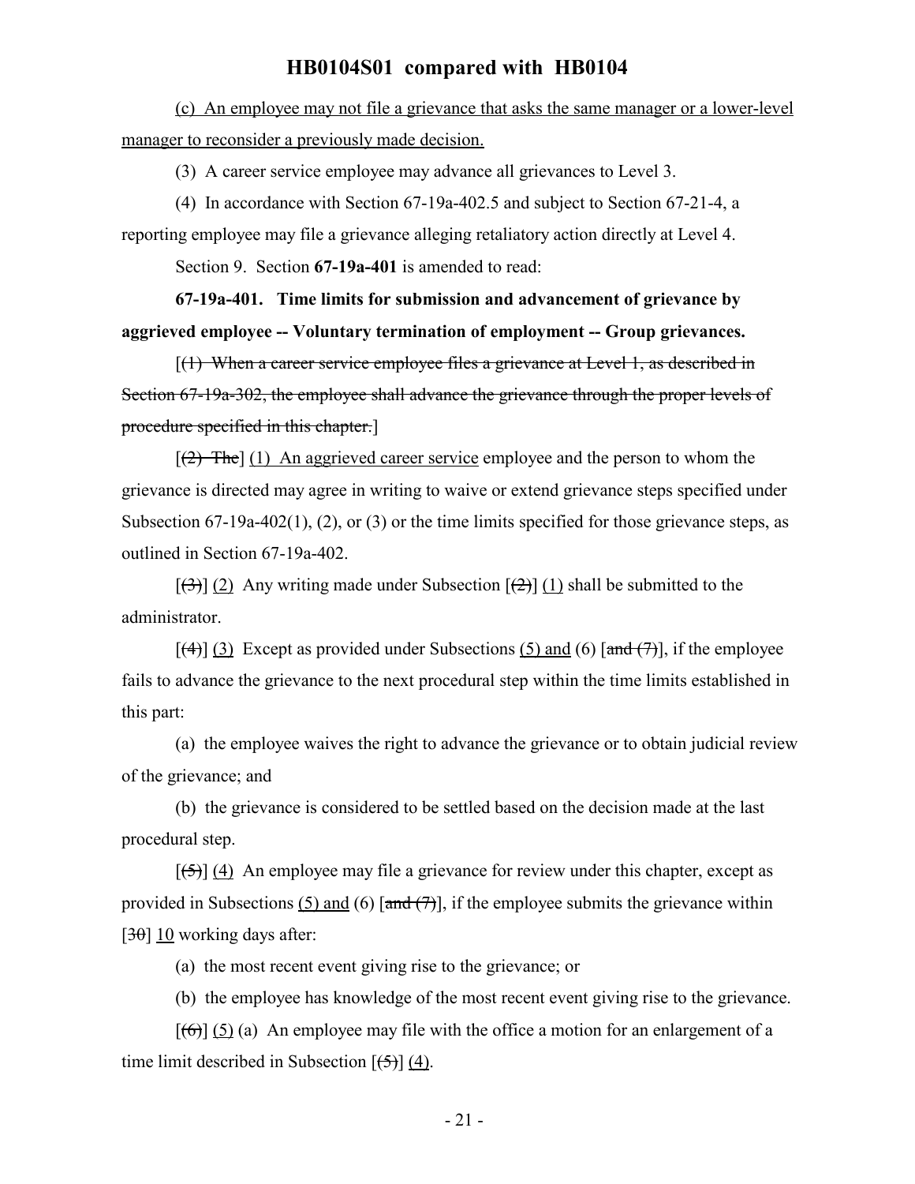<u>(c) An employee may not file a grievance that asks the same manager or a lower-level manager to reconsider a previously made decision.</u>

(3) A career service employee may advance all grievances to Level 3.

(4) In accordance with Section 67-19a-402.5 and subject to Section 67-21-4, a reporting employee may file a grievance alleging retaliatory action directly at Level 4.

Section 9. Section **67-19a-401** is amended to read:

**67-19a-401. Time limits for submission and advancement of grievance by aggrieved employee -- Voluntary termination of employment -- Group grievances.**

[~~(1) When a career service employee files a grievance at Level 1, as described in Section 67-19a-302, the employee shall advance the grievance through the proper levels of procedure specified in this chapter.~~]

[~~(2) The~~] <u>(1) An aggrieved career service</u> employee and the person to whom the grievance is directed may agree in writing to waive or extend grievance steps specified under Subsection 67-19a-402(1), (2), or (3) or the time limits specified for those grievance steps, as outlined in Section 67-19a-402.

[~~(3)~~] <u>(2)</u> Any writing made under Subsection [~~(2)~~] <u>(1)</u> shall be submitted to the administrator.

[~~(4)~~] <u>(3)</u> Except as provided under Subsections <u>(5) and</u> (6) [~~and (7)~~], if the employee fails to advance the grievance to the next procedural step within the time limits established in this part:

(a) the employee waives the right to advance the grievance or to obtain judicial review of the grievance; and

(b) the grievance is considered to be settled based on the decision made at the last procedural step.

[~~(5)~~] <u>(4)</u> An employee may file a grievance for review under this chapter, except as provided in Subsections <u>(5) and</u> (6) [~~and (7)~~], if the employee submits the grievance within [~~30~~] <u>10</u> working days after:

(a) the most recent event giving rise to the grievance; or

(b) the employee has knowledge of the most recent event giving rise to the grievance.

[~~(6)~~] <u>(5)</u> (a) An employee may file with the office a motion for an enlargement of a time limit described in Subsection [~~(5)~~] <u>(4)</u>.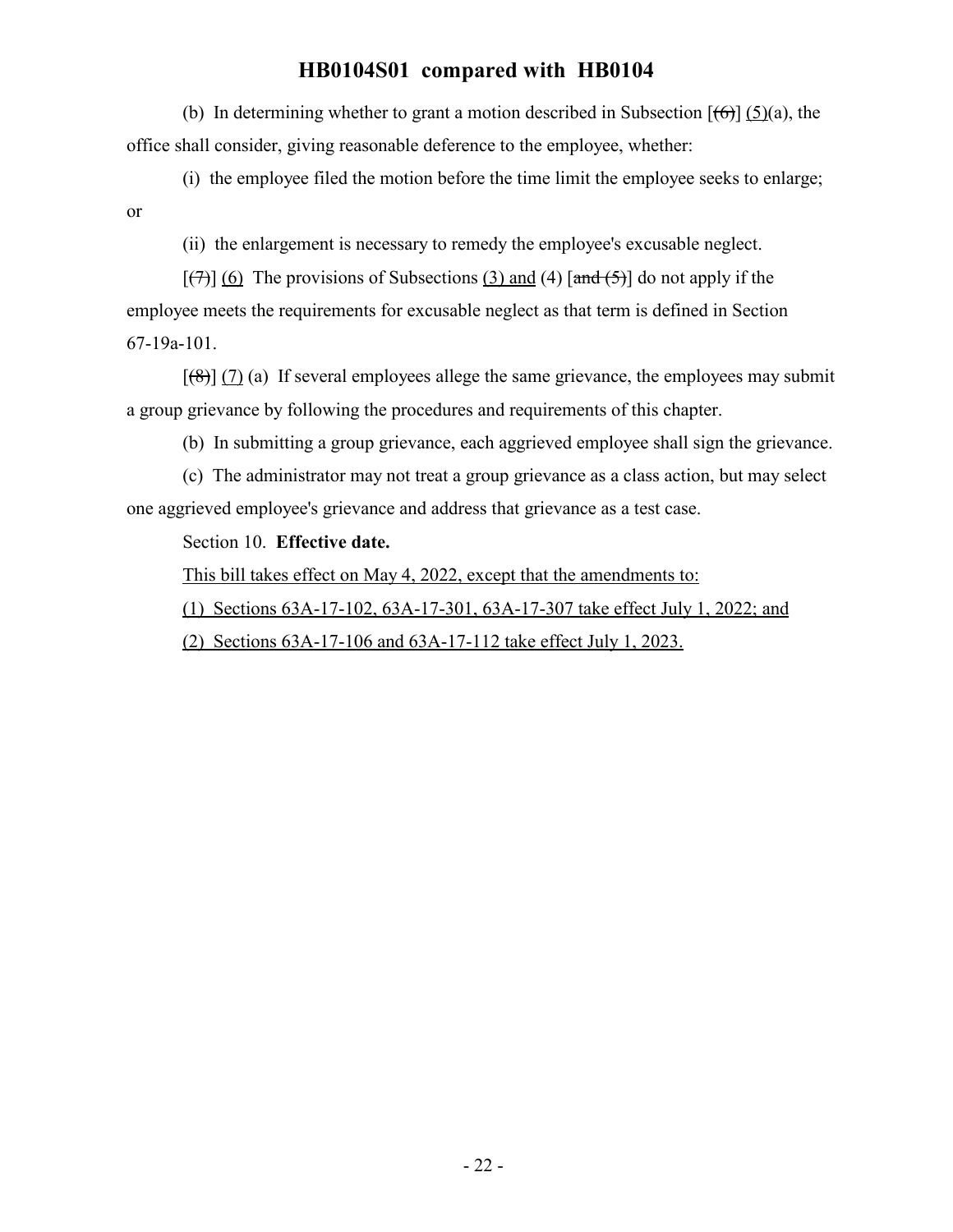(b) In determining whether to grant a motion described in Subsection [~~(6)~~] <u>(5)</u>(a), the office shall consider, giving reasonable deference to the employee, whether:

(i) the employee filed the motion before the time limit the employee seeks to enlarge; or

(ii) the enlargement is necessary to remedy the employee's excusable neglect.

[~~(7)~~] <u>(6)</u> The provisions of Subsections <u>(3) and</u> (4) [~~and (5)~~] do not apply if the employee meets the requirements for excusable neglect as that term is defined in Section 67-19a-101.

[~~(8)~~] <u>(7)</u> (a) If several employees allege the same grievance, the employees may submit a group grievance by following the procedures and requirements of this chapter.

(b) In submitting a group grievance, each aggrieved employee shall sign the grievance.

(c) The administrator may not treat a group grievance as a class action, but may select one aggrieved employee's grievance and address that grievance as a test case.

Section 10. **Effective date.**

<u>This bill takes effect on May 4, 2022, except that the amendments to:</u>

<u>(1) Sections 63A-17-102, 63A-17-301, 63A-17-307 take effect July 1, 2022; and</u>

<u>(2) Sections 63A-17-106 and 63A-17-112 take effect July 1, 2023.</u>